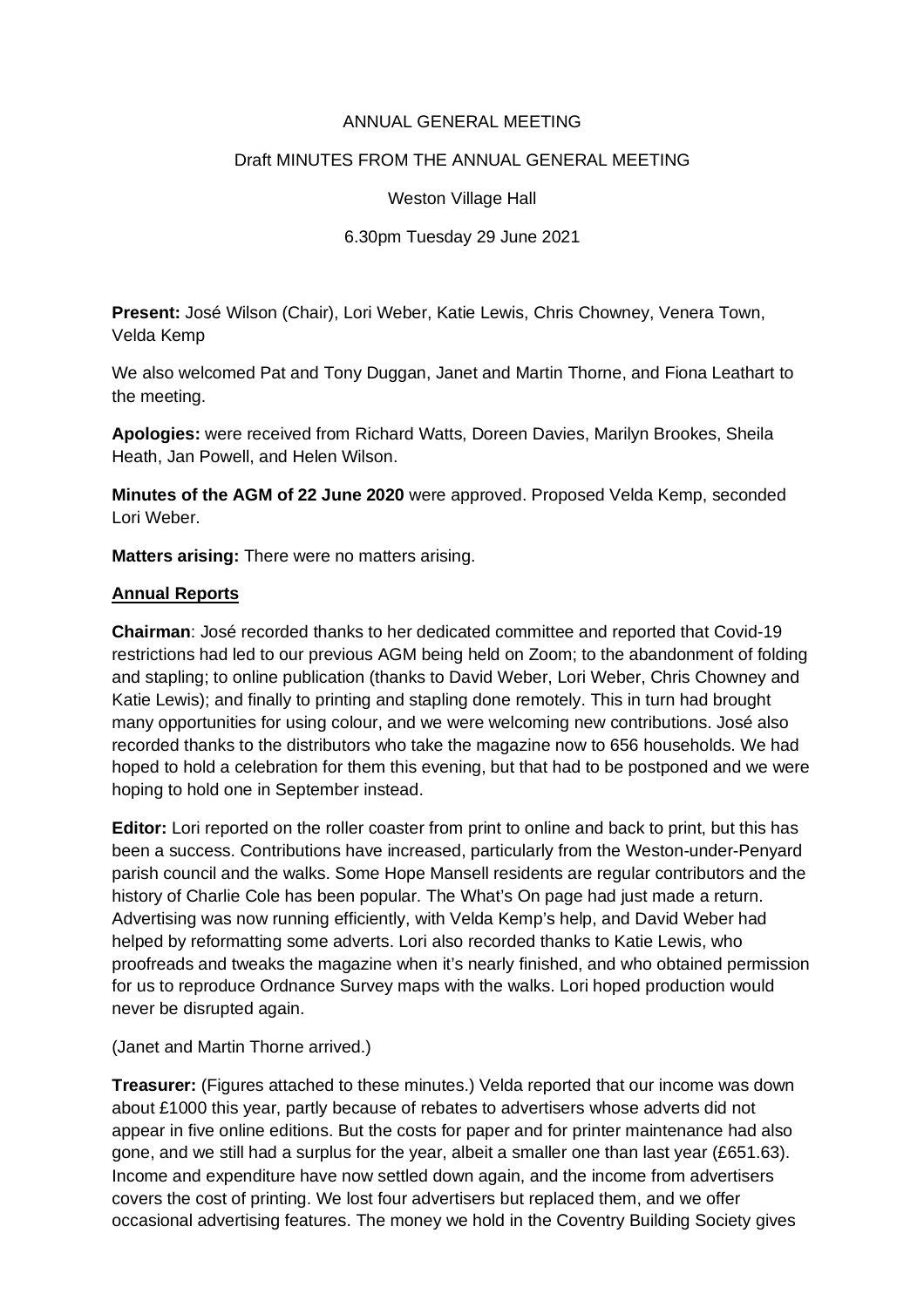ANNUAL GENERAL MEETING

Draft MINUTES FROM THE ANNUAL GENERAL MEETING

Weston Village Hall

6.30pm Tuesday 29 June 2021

**Present:** José Wilson (Chair), Lori Weber, Katie Lewis, Chris Chowney, Venera Town, Velda Kemp

We also welcomed Pat and Tony Duggan, Janet and Martin Thorne, and Fiona Leathart to the meeting.

**Apologies:** were received from Richard Watts, Doreen Davies, Marilyn Brookes, Sheila Heath, Jan Powell, and Helen Wilson.

**Minutes of the AGM of 22 June 2020** were approved. Proposed Velda Kemp, seconded Lori Weber.

**Matters arising:** There were no matters arising.

**Annual Reports**

**Chairman**: José recorded thanks to her dedicated committee and reported that Covid-19 restrictions had led to our previous AGM being held on Zoom; to the abandonment of folding and stapling; to online publication (thanks to David Weber, Lori Weber, Chris Chowney and Katie Lewis); and finally to printing and stapling done remotely. This in turn had brought many opportunities for using colour, and we were welcoming new contributions. José also recorded thanks to the distributors who take the magazine now to 656 households. We had hoped to hold a celebration for them this evening, but that had to be postponed and we were hoping to hold one in September instead.

**Editor:** Lori reported on the roller coaster from print to online and back to print, but this has been a success. Contributions have increased, particularly from the Weston-under-Penyard parish council and the walks. Some Hope Mansell residents are regular contributors and the history of Charlie Cole has been popular. The What's On page had just made a return. Advertising was now running efficiently, with Velda Kemp's help, and David Weber had helped by reformatting some adverts. Lori also recorded thanks to Katie Lewis, who proofreads and tweaks the magazine when it's nearly finished, and who obtained permission for us to reproduce Ordnance Survey maps with the walks. Lori hoped production would never be disrupted again.

(Janet and Martin Thorne arrived.)

**Treasurer:** (Figures attached to these minutes.) Velda reported that our income was down about £1000 this year, partly because of rebates to advertisers whose adverts did not appear in five online editions. But the costs for paper and for printer maintenance had also gone, and we still had a surplus for the year, albeit a smaller one than last year (£651.63). Income and expenditure have now settled down again, and the income from advertisers covers the cost of printing. We lost four advertisers but replaced them, and we offer occasional advertising features. The money we hold in the Coventry Building Society gives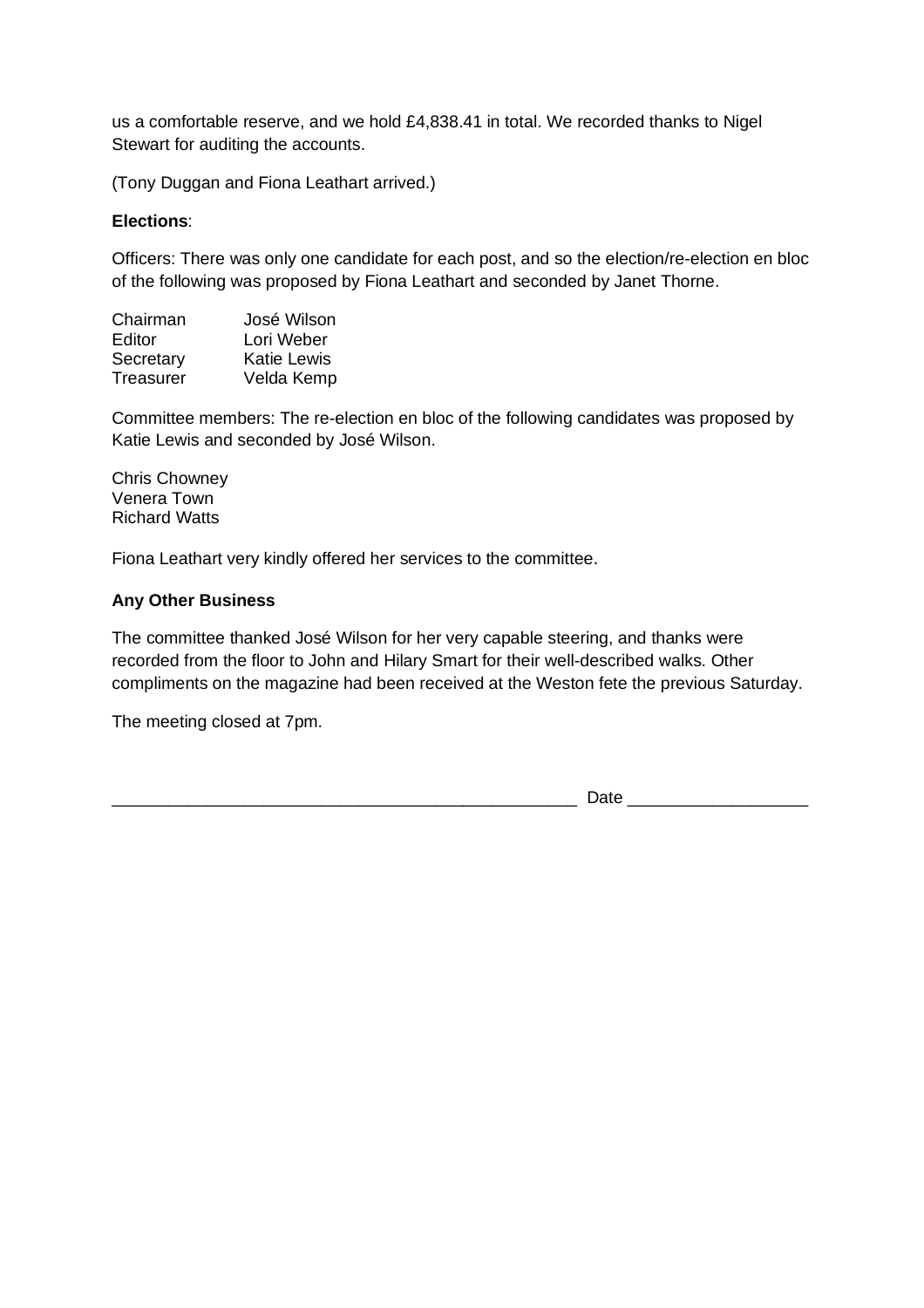us a comfortable reserve, and we hold £4,838.41 in total. We recorded thanks to Nigel Stewart for auditing the accounts.

(Tony Duggan and Fiona Leathart arrived.)

**Elections**:

Officers: There was only one candidate for each post, and so the election/re-election en bloc of the following was proposed by Fiona Leathart and seconded by Janet Thorne.

| | |
|---|---|
| Chairman | José Wilson |
| Editor | Lori Weber |
| Secretary | Katie Lewis |
| Treasurer | Velda Kemp |

Committee members: The re-election en bloc of the following candidates was proposed by Katie Lewis and seconded by José Wilson.

Chris Chowney
Venera Town
Richard Watts

Fiona Leathart very kindly offered her services to the committee.

**Any Other Business**

The committee thanked José Wilson for her very capable steering, and thanks were recorded from the floor to John and Hilary Smart for their well-described walks. Other compliments on the magazine had been received at the Weston fete the previous Saturday.

The meeting closed at 7pm.

_______________________________________________ Date __________________